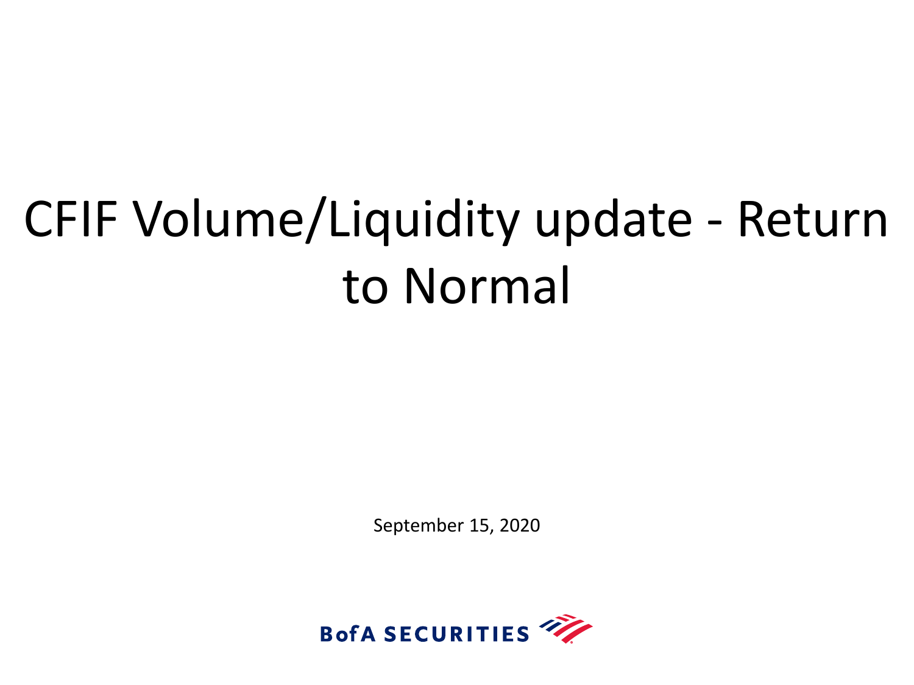# CFIF Volume/Liquidity update - Return to Normal

September 15, 2020

BofA SECURITIES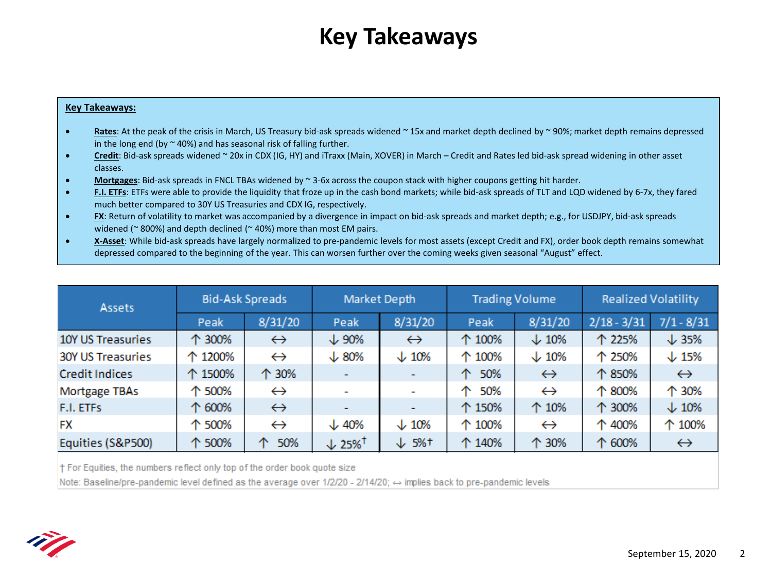# Key Takeaways

**Key Takeaways:**

- **Rates**: At the peak of the crisis in March, US Treasury bid-ask spreads widened ~ 15x and market depth declined by ~ 90%; market depth remains depressed in the long end (by ~ 40%) and has seasonal risk of falling further.
- **Credit**: Bid-ask spreads widened ~ 20x in CDX (IG, HY) and iTraxx (Main, XOVER) in March – Credit and Rates led bid-ask spread widening in other asset classes.
- **Mortgages**: Bid-ask spreads in FNCL TBAs widened by ~ 3-6x across the coupon stack with higher coupons getting hit harder.
- **F.I. ETFs**: ETFs were able to provide the liquidity that froze up in the cash bond markets; while bid-ask spreads of TLT and LQD widened by 6-7x, they fared much better compared to 30Y US Treasuries and CDX IG, respectively.
- **FX**: Return of volatility to market was accompanied by a divergence in impact on bid-ask spreads and market depth; e.g., for USDJPY, bid-ask spreads widened (~ 800%) and depth declined (~ 40%) more than most EM pairs.
- **X-Asset**: While bid-ask spreads have largely normalized to pre-pandemic levels for most assets (except Credit and FX), order book depth remains somewhat depressed compared to the beginning of the year. This can worsen further over the coming weeks given seasonal "August" effect.

| Assets | Bid-Ask Spreads | | Market Depth | | Trading Volume | | Realized Volatility | |
|---|---|---|---|---|---|---|---|---|
| | Peak | 8/31/20 | Peak | 8/31/20 | Peak | 8/31/20 | 2/18 - 3/31 | 7/1 - 8/31 |
| 10Y US Treasuries | ↑ 300% | ↔ | ↓ 90% | ↔ | ↑ 100% | ↓ 10% | ↑ 225% | ↓ 35% |
| 30Y US Treasuries | ↑ 1200% | ↔ | ↓ 80% | ↓ 10% | ↑ 100% | ↓ 10% | ↑ 250% | ↓ 15% |
| Credit Indices | ↑ 1500% | ↑ 30% | - | - | ↑ 50% | ↔ | ↑ 850% | ↔ |
| Mortgage TBAs | ↑ 500% | ↔ | - | - | ↑ 50% | ↔ | ↑ 800% | ↑ 30% |
| F.I. ETFs | ↑ 600% | ↔ | - | - | ↑ 150% | ↑ 10% | ↑ 300% | ↓ 10% |
| FX | ↑ 500% | ↔ | ↓ 40% | ↓ 10% | ↑ 100% | ↔ | ↑ 400% | ↑ 100% |
| Equities (S&P500) | ↑ 500% | ↑ 50% | ↓ 25%† | ↓ 5%† | ↑ 140% | ↑ 30% | ↑ 600% | ↔ |

† For Equities, the numbers reflect only top of the order book quote size

Note: Baseline/pre-pandemic level defined as the average over 1/2/20 - 2/14/20; ↔ implies back to pre-pandemic levels

September 15, 2020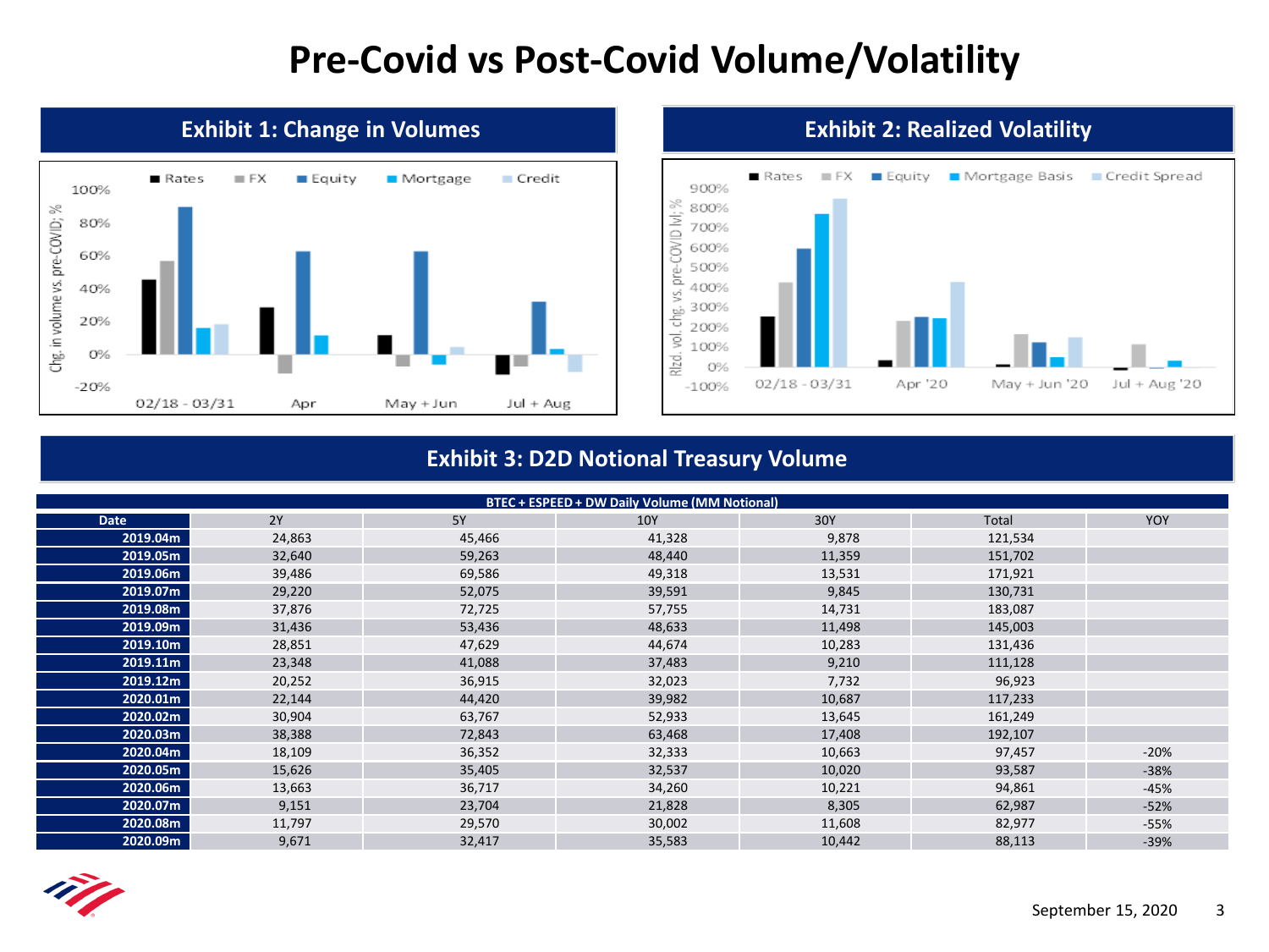# Pre-Covid vs Post-Covid Volume/Volatility

## Exhibit 1: Change in Volumes

## Exhibit 2: Realized Volatility

## Exhibit 3: D2D Notional Treasury Volume

| BTEC + ESPEED + DW Daily Volume (MM Notional) | | | | | | |
|---|---|---|---|---|---|---|
| Date | 2Y | 5Y | 10Y | 30Y | Total | YOY |
| 2019.04m | 24,863 | 45,466 | 41,328 | 9,878 | 121,534 | |
| 2019.05m | 32,640 | 59,263 | 48,440 | 11,359 | 151,702 | |
| 2019.06m | 39,486 | 69,586 | 49,318 | 13,531 | 171,921 | |
| 2019.07m | 29,220 | 52,075 | 39,591 | 9,845 | 130,731 | |
| 2019.08m | 37,876 | 72,725 | 57,755 | 14,731 | 183,087 | |
| 2019.09m | 31,436 | 53,436 | 48,633 | 11,498 | 145,003 | |
| 2019.10m | 28,851 | 47,629 | 44,674 | 10,283 | 131,436 | |
| 2019.11m | 23,348 | 41,088 | 37,483 | 9,210 | 111,128 | |
| 2019.12m | 20,252 | 36,915 | 32,023 | 7,732 | 96,923 | |
| 2020.01m | 22,144 | 44,420 | 39,982 | 10,687 | 117,233 | |
| 2020.02m | 30,904 | 63,767 | 52,933 | 13,645 | 161,249 | |
| 2020.03m | 38,388 | 72,843 | 63,468 | 17,408 | 192,107 | |
| 2020.04m | 18,109 | 36,352 | 32,333 | 10,663 | 97,457 | -20% |
| 2020.05m | 15,626 | 35,405 | 32,537 | 10,020 | 93,587 | -38% |
| 2020.06m | 13,663 | 36,717 | 34,260 | 10,221 | 94,861 | -45% |
| 2020.07m | 9,151 | 23,704 | 21,828 | 8,305 | 62,987 | -52% |
| 2020.08m | 11,797 | 29,570 | 30,002 | 11,608 | 82,977 | -55% |
| 2020.09m | 9,671 | 32,417 | 35,583 | 10,442 | 88,113 | -39% |

September 15, 2020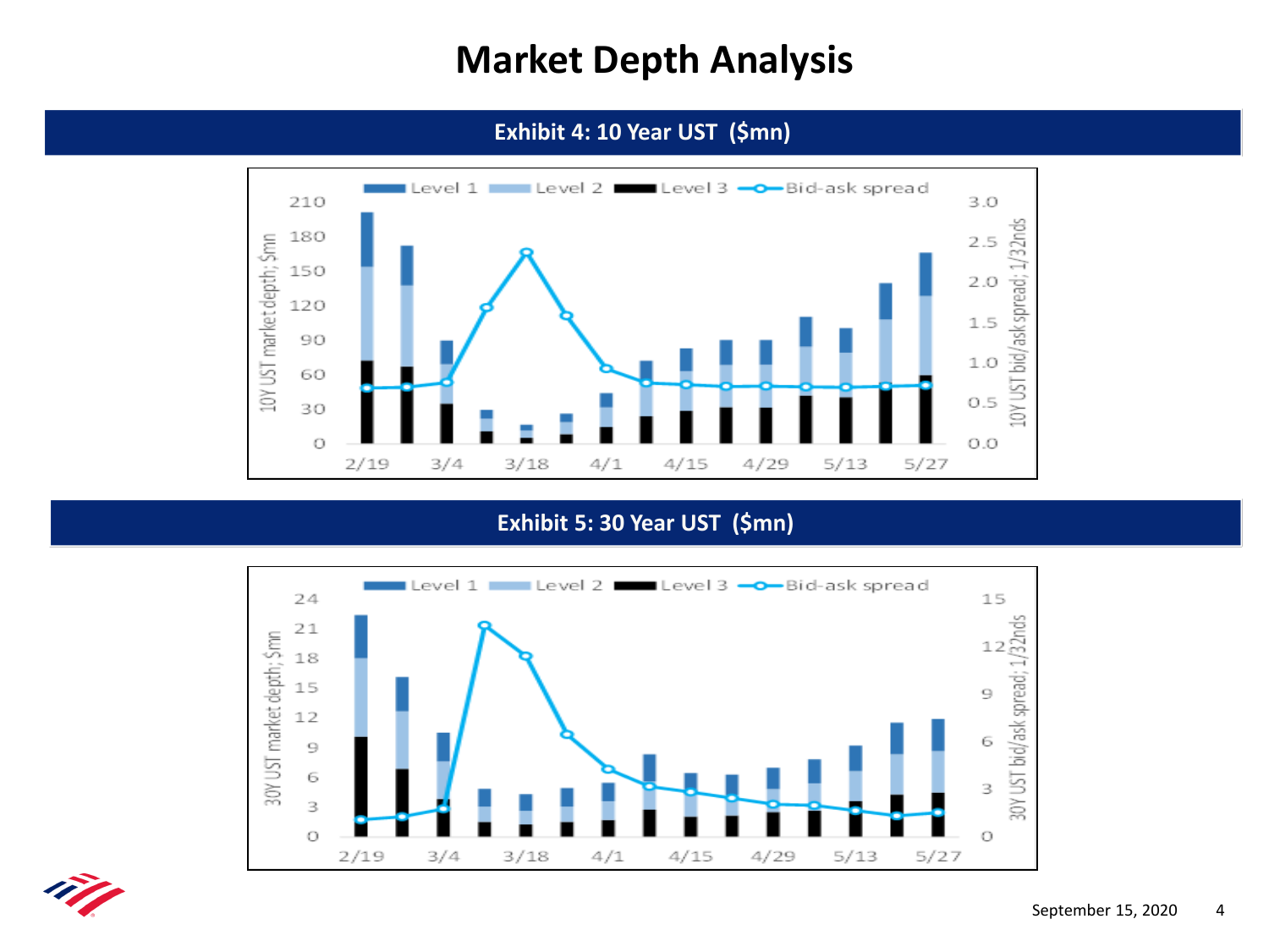# Market Depth Analysis

## Exhibit 4: 10 Year UST ($mn)

## Exhibit 5: 30 Year UST ($mn)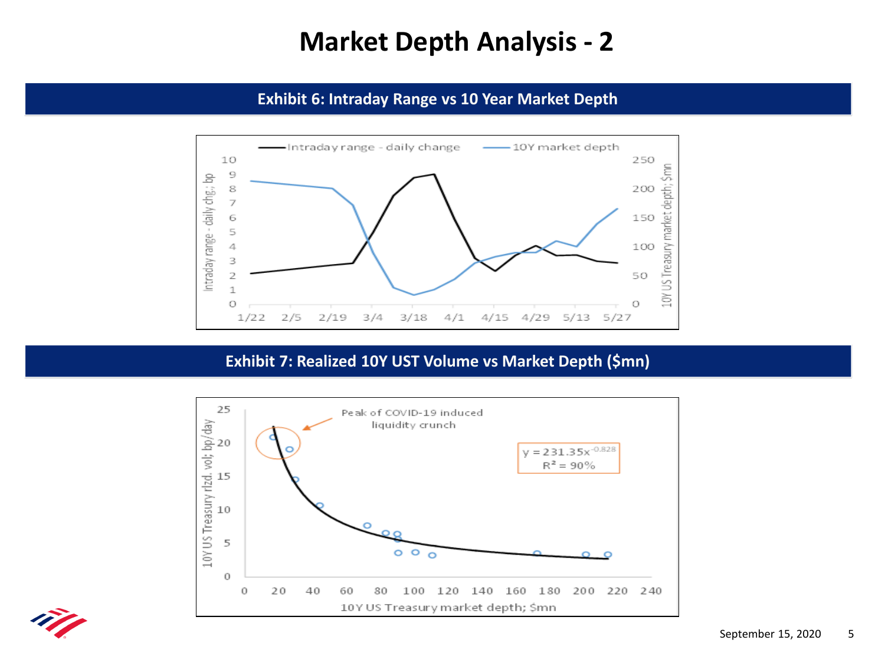# Market Depth Analysis - 2

## Exhibit 6: Intraday Range vs 10 Year Market Depth

## Exhibit 7: Realized 10Y UST Volume vs Market Depth ($mn)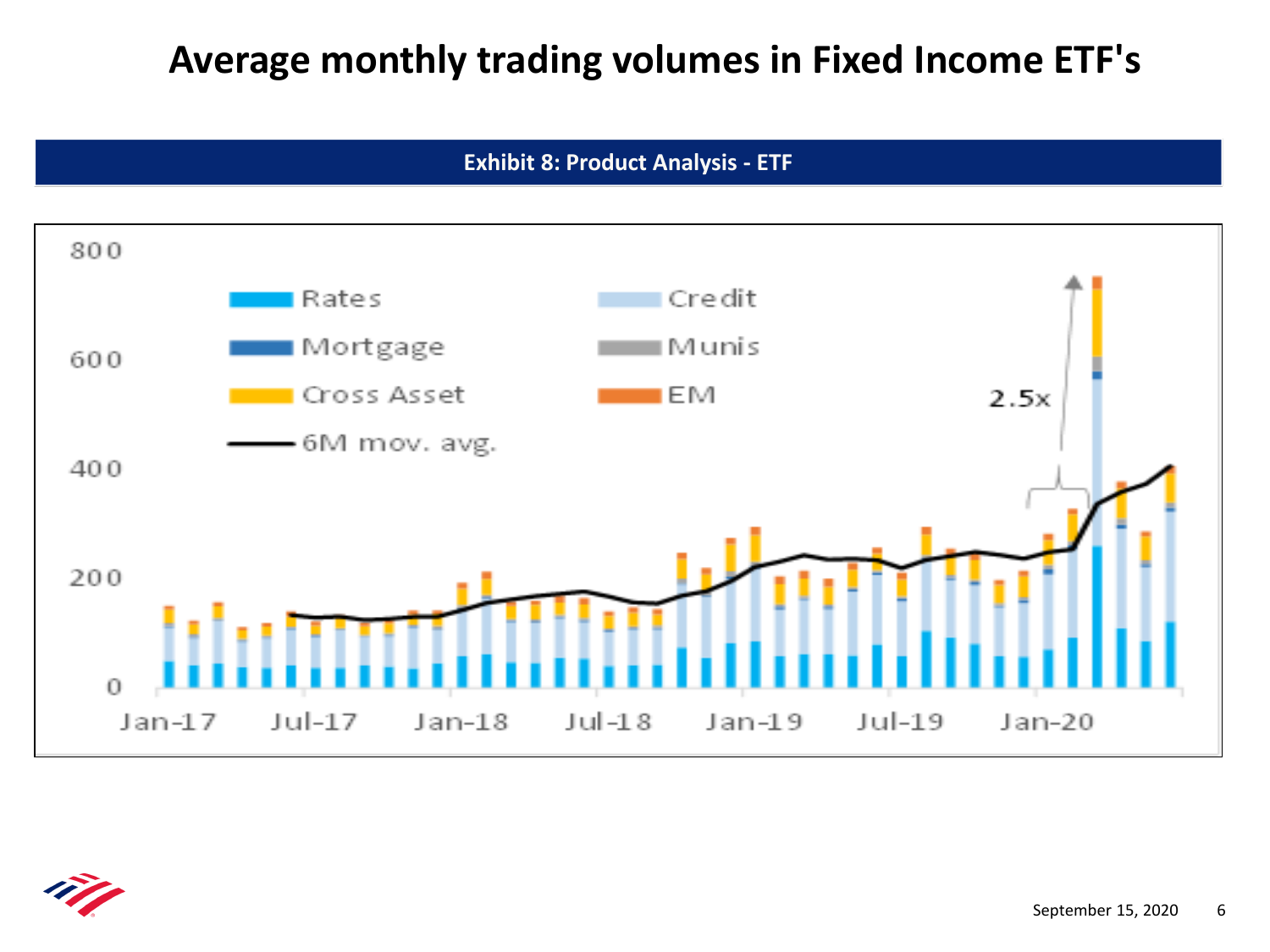# Average monthly trading volumes in Fixed Income ETF's

**Exhibit 8: Product Analysis - ETF**

800
600
400
200
0

Rates
Credit
Mortgage
Munis
Cross Asset
EM
6M mov. avg.

2.5x

Jan-17 Jul-17 Jan-18 Jul-18 Jan-19 Jul-19 Jan-20

September 15, 2020